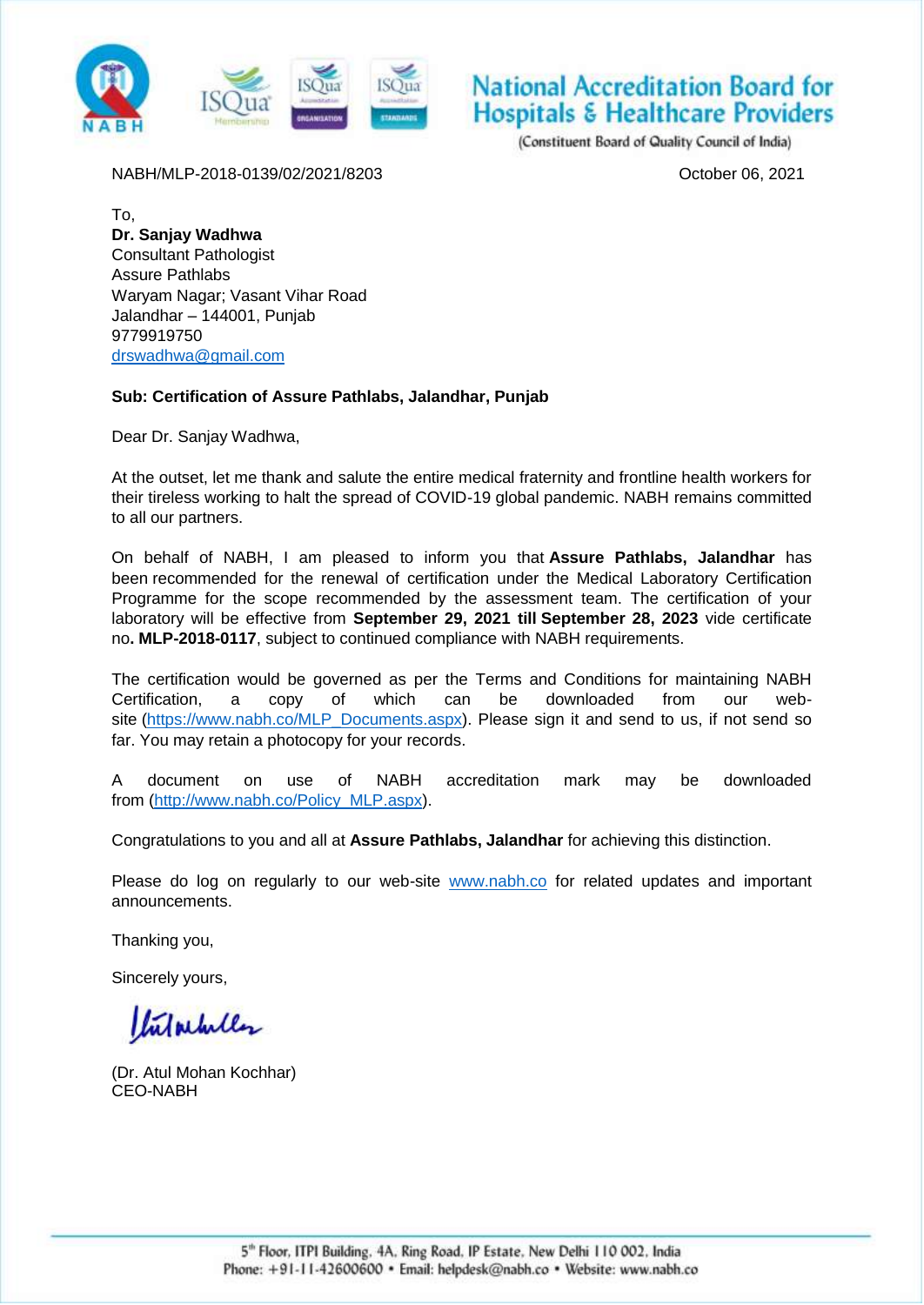**National Accreditation Board for Hospitals & Healthcare Providers**
(Constituent Board of Quality Council of India)

NABH/MLP-2018-0139/02/2021/8203

October 06, 2021

To,
**Dr. Sanjay Wadhwa**
Consultant Pathologist
Assure Pathlabs
Waryam Nagar; Vasant Vihar Road
Jalandhar – 144001, Punjab
9779919750
drswadhwa@gmail.com

**Sub: Certification of Assure Pathlabs, Jalandhar, Punjab**

Dear Dr. Sanjay Wadhwa,

At the outset, let me thank and salute the entire medical fraternity and frontline health workers for their tireless working to halt the spread of COVID-19 global pandemic. NABH remains committed to all our partners.

On behalf of NABH, I am pleased to inform you that **Assure Pathlabs, Jalandhar** has been recommended for the renewal of certification under the Medical Laboratory Certification Programme for the scope recommended by the assessment team. The certification of your laboratory will be effective from **September 29, 2021 till September 28, 2023** vide certificate no**. MLP-2018-0117**, subject to continued compliance with NABH requirements.

The certification would be governed as per the Terms and Conditions for maintaining NABH Certification, a copy of which can be downloaded from our web-site (https://www.nabh.co/MLP_Documents.aspx). Please sign it and send to us, if not send so far. You may retain a photocopy for your records.

A document on use of NABH accreditation mark may be downloaded from (http://www.nabh.co/Policy_MLP.aspx).

Congratulations to you and all at **Assure Pathlabs, Jalandhar** for achieving this distinction.

Please do log on regularly to our web-site www.nabh.co for related updates and important announcements.

Thanking you,

Sincerely yours,

(Dr. Atul Mohan Kochhar)
CEO-NABH

5th Floor, ITPI Building, 4A, Ring Road, IP Estate, New Delhi 110 002, India
Phone: +91-11-42600600 • Email: helpdesk@nabh.co • Website: www.nabh.co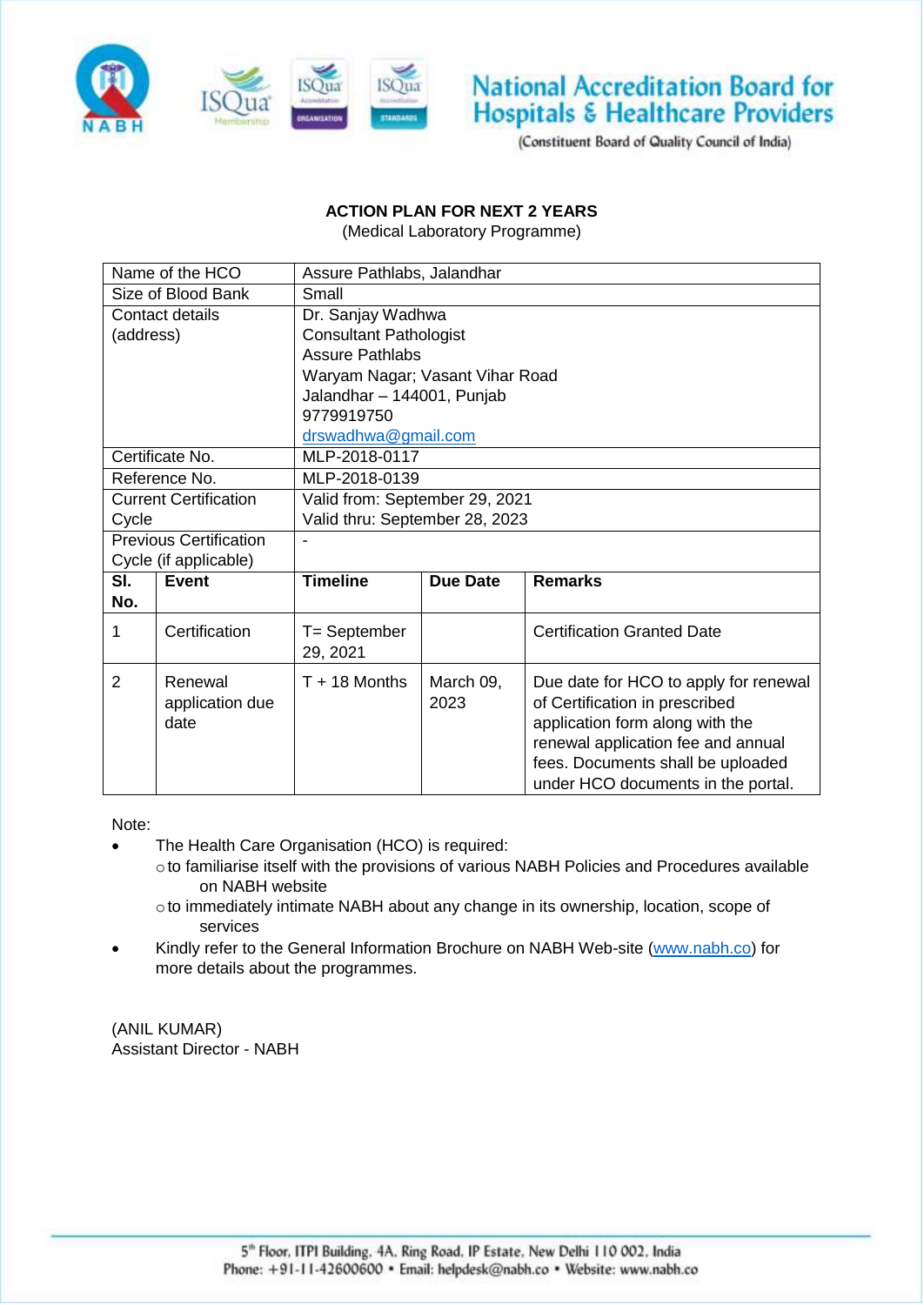National Accreditation Board for Hospitals & Healthcare Providers

(Constituent Board of Quality Council of India)

**ACTION PLAN FOR NEXT 2 YEARS**

(Medical Laboratory Programme)

| | | | | |
|---|---|---|---|---|
| Name of the HCO | | Assure Pathlabs, Jalandhar | | |
| Size of Blood Bank | | Small | | |
| Contact details (address) | | Dr. Sanjay Wadhwa<br>Consultant Pathologist<br>Assure Pathlabs<br>Waryam Nagar; Vasant Vihar Road<br>Jalandhar – 144001, Punjab<br>9779919750<br>drswadhwa@gmail.com | | |
| Certificate No. | | MLP-2018-0117 | | |
| Reference No. | | MLP-2018-0139 | | |
| Current Certification Cycle | | Valid from: September 29, 2021<br>Valid thru: September 28, 2023 | | |
| Previous Certification Cycle (if applicable) | | - | | |
| **Sl. No.** | **Event** | **Timeline** | **Due Date** | **Remarks** |
| 1 | Certification | T= September 29, 2021 | | Certification Granted Date |
| 2 | Renewal application due date | T + 18 Months | March 09, 2023 | Due date for HCO to apply for renewal of Certification in prescribed application form along with the renewal application fee and annual fees. Documents shall be uploaded under HCO documents in the portal. |

Note:

- The Health Care Organisation (HCO) is required:
  - to familiarise itself with the provisions of various NABH Policies and Procedures available on NABH website
  - to immediately intimate NABH about any change in its ownership, location, scope of services
- Kindly refer to the General Information Brochure on NABH Web-site (www.nabh.co) for more details about the programmes.

(ANIL KUMAR)
Assistant Director - NABH

5th Floor, ITPI Building, 4A, Ring Road, IP Estate, New Delhi 110 002, India
Phone: +91-11-42600600 • Email: helpdesk@nabh.co • Website: www.nabh.co